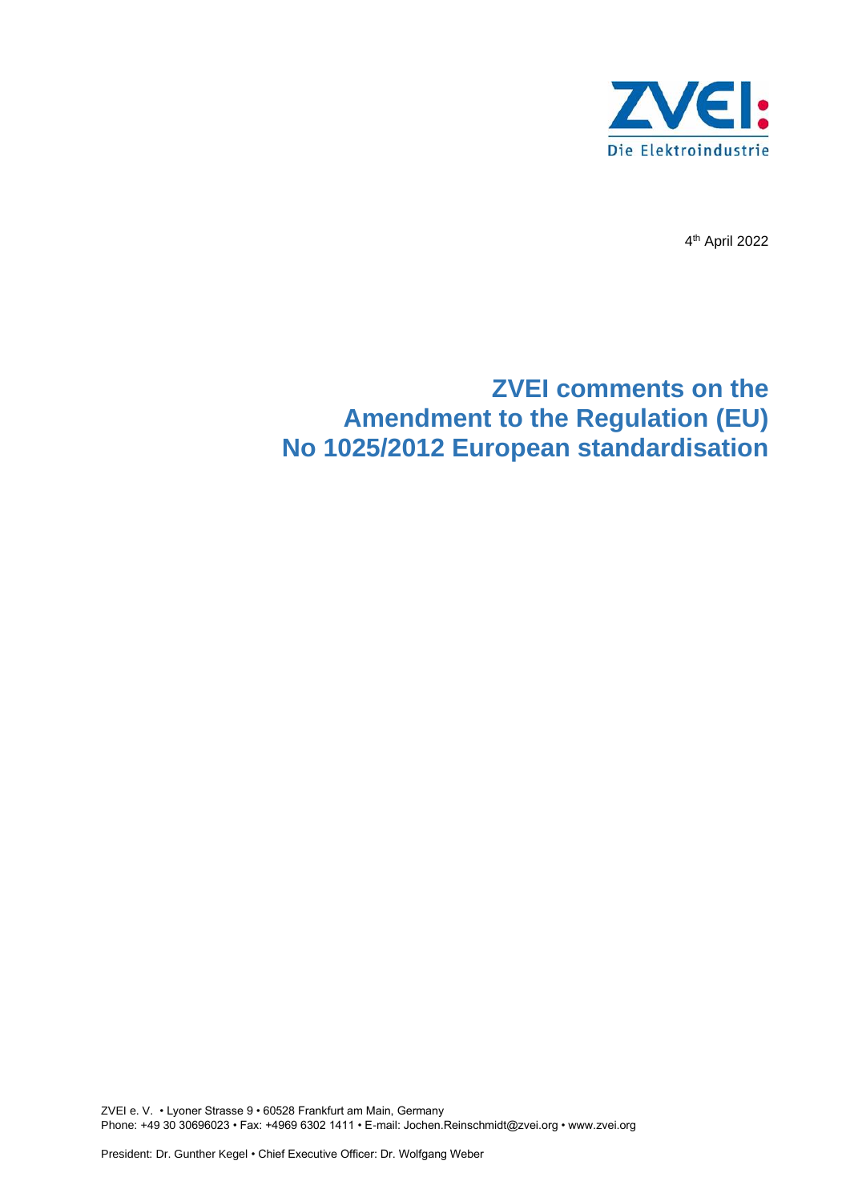4th April 2022

# ZVEI comments on the Amendment to the Regulation (EU) No 1025/2012 European standardisation

ZVEI e. V. • Lyoner Strasse 9 • 60528 Frankfurt am Main, Germany
Phone: +49 30 30696023 • Fax: +4969 6302 1411 • E-mail: Jochen.Reinschmidt@zvei.org • www.zvei.org

President: Dr. Gunther Kegel • Chief Executive Officer: Dr. Wolfgang Weber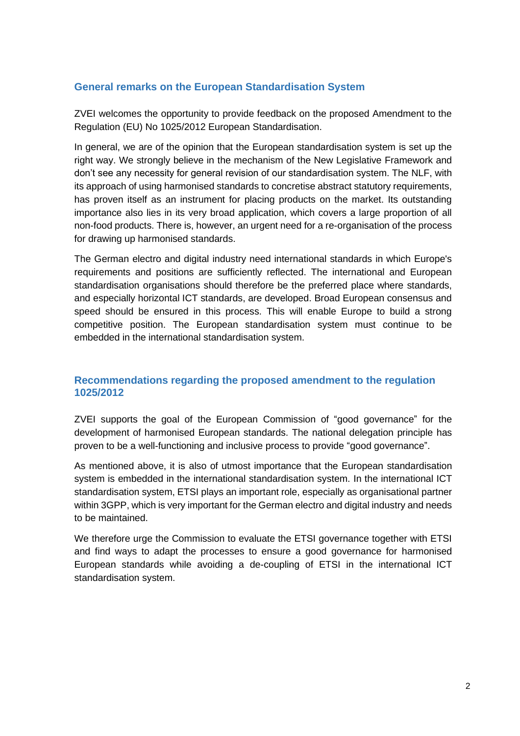## General remarks on the European Standardisation System

ZVEI welcomes the opportunity to provide feedback on the proposed Amendment to the Regulation (EU) No 1025/2012 European Standardisation.

In general, we are of the opinion that the European standardisation system is set up the right way. We strongly believe in the mechanism of the New Legislative Framework and don't see any necessity for general revision of our standardisation system. The NLF, with its approach of using harmonised standards to concretise abstract statutory requirements, has proven itself as an instrument for placing products on the market. Its outstanding importance also lies in its very broad application, which covers a large proportion of all non-food products. There is, however, an urgent need for a re-organisation of the process for drawing up harmonised standards.

The German electro and digital industry need international standards in which Europe's requirements and positions are sufficiently reflected. The international and European standardisation organisations should therefore be the preferred place where standards, and especially horizontal ICT standards, are developed. Broad European consensus and speed should be ensured in this process. This will enable Europe to build a strong competitive position. The European standardisation system must continue to be embedded in the international standardisation system.

## Recommendations regarding the proposed amendment to the regulation 1025/2012

ZVEI supports the goal of the European Commission of "good governance" for the development of harmonised European standards. The national delegation principle has proven to be a well-functioning and inclusive process to provide "good governance".

As mentioned above, it is also of utmost importance that the European standardisation system is embedded in the international standardisation system. In the international ICT standardisation system, ETSI plays an important role, especially as organisational partner within 3GPP, which is very important for the German electro and digital industry and needs to be maintained.

We therefore urge the Commission to evaluate the ETSI governance together with ETSI and find ways to adapt the processes to ensure a good governance for harmonised European standards while avoiding a de-coupling of ETSI in the international ICT standardisation system.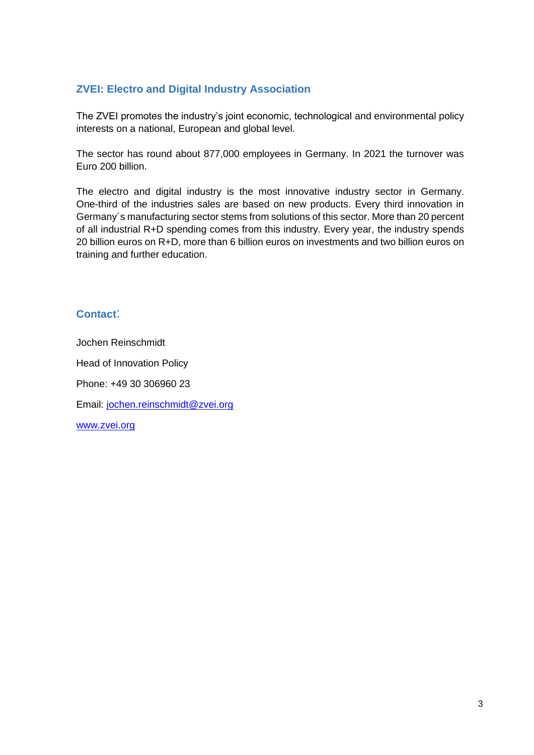## ZVEI: Electro and Digital Industry Association

The ZVEI promotes the industry's joint economic, technological and environmental policy interests on a national, European and global level.

The sector has round about 877,000 employees in Germany. In 2021 the turnover was Euro 200 billion.

The electro and digital industry is the most innovative industry sector in Germany. One-third of the industries sales are based on new products. Every third innovation in Germany´s manufacturing sector stems from solutions of this sector. More than 20 percent of all industrial R+D spending comes from this industry. Every year, the industry spends 20 billion euros on R+D, more than 6 billion euros on investments and two billion euros on training and further education.

## Contact:

Jochen Reinschmidt

Head of Innovation Policy

Phone: +49 30 306960 23

Email: jochen.reinschmidt@zvei.org

www.zvei.org